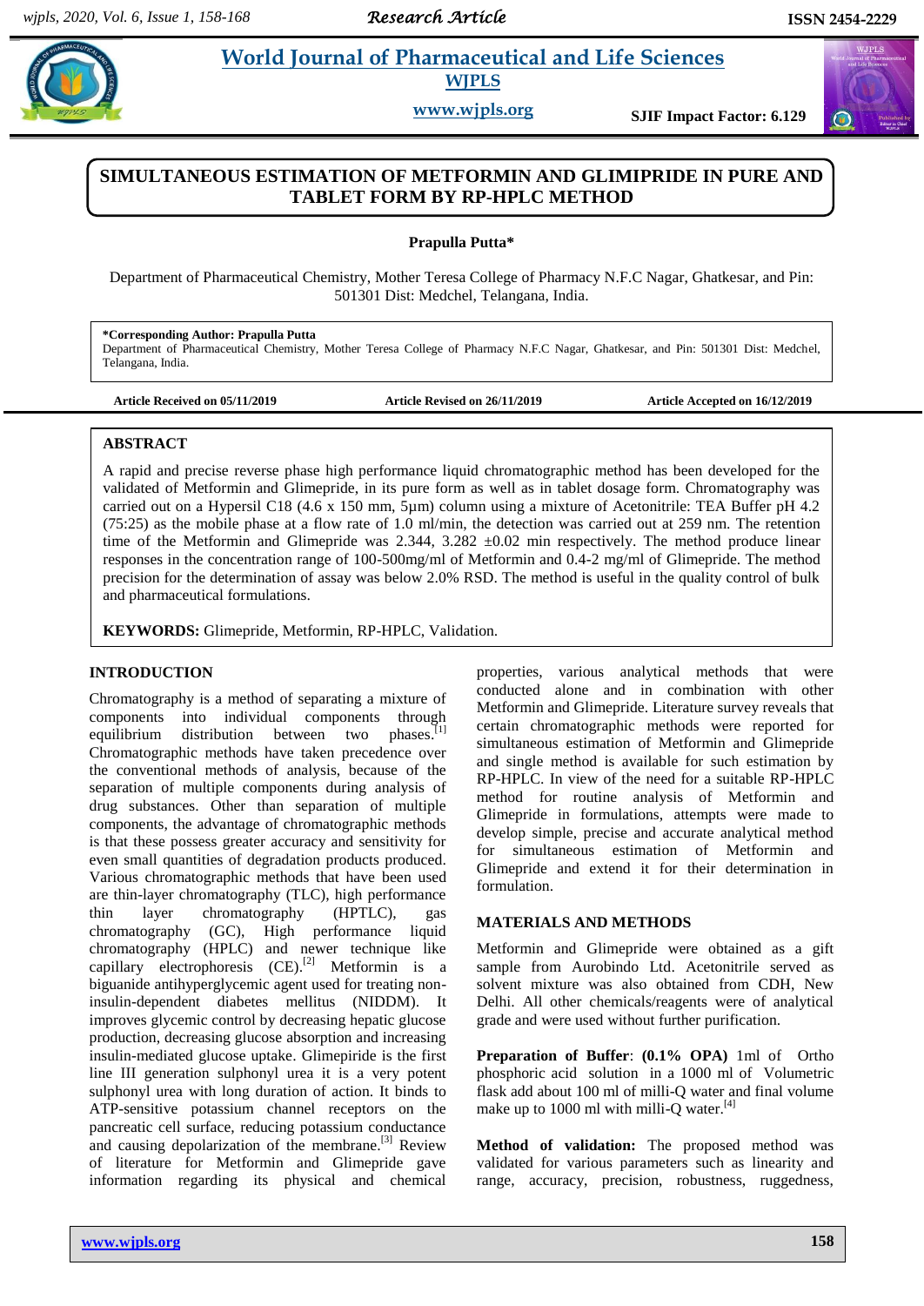# SIMULTANEOUS ESTIMATION OF METFORMIN AND GLIMIPRIDE IN PURE AND TABLET FORM BY RP-HPLC METHOD

**Prapulla Putta***

Department of Pharmaceutical Chemistry, Mother Teresa College of Pharmacy N.F.C Nagar, Ghatkesar, and Pin: 501301 Dist: Medchel, Telangana, India.

**\*Corresponding Author: Prapulla Putta**
Department of Pharmaceutical Chemistry, Mother Teresa College of Pharmacy N.F.C Nagar, Ghatkesar, and Pin: 501301 Dist: Medchel, Telangana, India.

**Article Received on 05/11/2019** **Article Revised on 26/11/2019** **Article Accepted on 16/12/2019**

## ABSTRACT

A rapid and precise reverse phase high performance liquid chromatographic method has been developed for the validated of Metformin and Glimepride, in its pure form as well as in tablet dosage form. Chromatography was carried out on a Hypersil C18 (4.6 x 150 mm, 5µm) column using a mixture of Acetonitrile: TEA Buffer pH 4.2 (75:25) as the mobile phase at a flow rate of 1.0 ml/min, the detection was carried out at 259 nm. The retention time of the Metformin and Glimepride was 2.344, 3.282 ±0.02 min respectively. The method produce linear responses in the concentration range of 100-500mg/ml of Metformin and 0.4-2 mg/ml of Glimepride. The method precision for the determination of assay was below 2.0% RSD. The method is useful in the quality control of bulk and pharmaceutical formulations.

**KEYWORDS:** Glimepride, Metformin, RP-HPLC, Validation.

## INTRODUCTION

Chromatography is a method of separating a mixture of components into individual components through equilibrium distribution between two phases.[1] Chromatographic methods have taken precedence over the conventional methods of analysis, because of the separation of multiple components during analysis of drug substances. Other than separation of multiple components, the advantage of chromatographic methods is that these possess greater accuracy and sensitivity for even small quantities of degradation products produced. Various chromatographic methods that have been used are thin-layer chromatography (TLC), high performance thin layer chromatography (HPTLC), gas chromatography (GC), High performance liquid chromatography (HPLC) and newer technique like capillary electrophoresis (CE).[2] Metformin is a biguanide antihyperglycemic agent used for treating non-insulin-dependent diabetes mellitus (NIDDM). It improves glycemic control by decreasing hepatic glucose production, decreasing glucose absorption and increasing insulin-mediated glucose uptake. Glimepride is the first line III generation sulphonyl urea it is a very potent sulphonyl urea with long duration of action. It binds to ATP-sensitive potassium channel receptors on the pancreatic cell surface, reducing potassium conductance and causing depolarization of the membrane.[3] Review of literature for Metformin and Glimepride gave information regarding its physical and chemical properties, various analytical methods that were conducted alone and in combination with other Metformin and Glimepride. Literature survey reveals that certain chromatographic methods were reported for simultaneous estimation of Metformin and Glimepride and single method is available for such estimation by RP-HPLC. In view of the need for a suitable RP-HPLC method for routine analysis of Metformin and Glimepride in formulations, attempts were made to develop simple, precise and accurate analytical method for simultaneous estimation of Metformin and Glimepride and extend it for their determination in formulation.

## MATERIALS AND METHODS

Metformin and Glimepride were obtained as a gift sample from Aurobindo Ltd. Acetonitrile served as solvent mixture was also obtained from CDH, New Delhi. All other chemicals/reagents were of analytical grade and were used without further purification.

**Preparation of Buffer**: **(0.1% OPA)** 1ml of Ortho phosphoric acid solution in a 1000 ml of Volumetric flask add about 100 ml of milli-Q water and final volume make up to 1000 ml with milli-Q water.[4]

**Method of validation:** The proposed method was validated for various parameters such as linearity and range, accuracy, precision, robustness, ruggedness,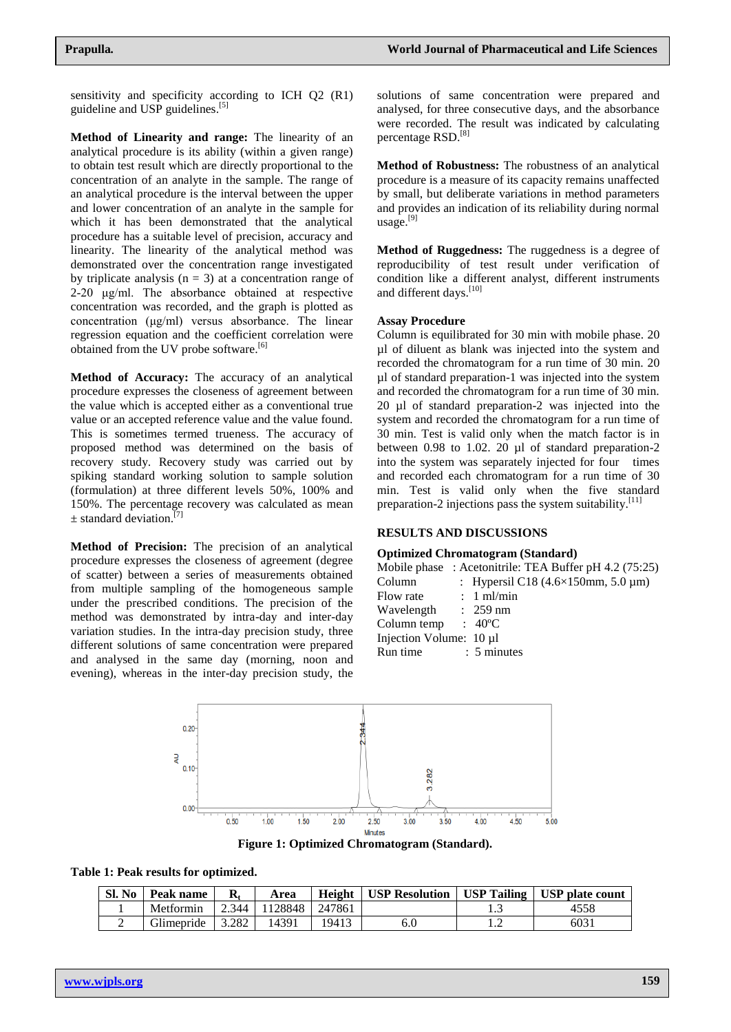sensitivity and specificity according to ICH Q2 (R1) guideline and USP guidelines.[5]

**Method of Linearity and range:** The linearity of an analytical procedure is its ability (within a given range) to obtain test result which are directly proportional to the concentration of an analyte in the sample. The range of an analytical procedure is the interval between the upper and lower concentration of an analyte in the sample for which it has been demonstrated that the analytical procedure has a suitable level of precision, accuracy and linearity. The linearity of the analytical method was demonstrated over the concentration range investigated by triplicate analysis ($n = 3$) at a concentration range of 2-20 µg/ml. The absorbance obtained at respective concentration was recorded, and the graph is plotted as concentration (µg/ml) versus absorbance. The linear regression equation and the coefficient correlation were obtained from the UV probe software.[6]

**Method of Accuracy:** The accuracy of an analytical procedure expresses the closeness of agreement between the value which is accepted either as a conventional true value or an accepted reference value and the value found. This is sometimes termed trueness. The accuracy of proposed method was determined on the basis of recovery study. Recovery study was carried out by spiking standard working solution to sample solution (formulation) at three different levels 50%, 100% and 150%. The percentage recovery was calculated as mean ± standard deviation.[7]

**Method of Precision:** The precision of an analytical procedure expresses the closeness of agreement (degree of scatter) between a series of measurements obtained from multiple sampling of the homogeneous sample under the prescribed conditions. The precision of the method was demonstrated by intra-day and inter-day variation studies. In the intra-day precision study, three different solutions of same concentration were prepared and analysed in the same day (morning, noon and evening), whereas in the inter-day precision study, the solutions of same concentration were prepared and analysed, for three consecutive days, and the absorbance were recorded. The result was indicated by calculating percentage RSD.[8]

**Method of Robustness:** The robustness of an analytical procedure is a measure of its capacity remains unaffected by small, but deliberate variations in method parameters and provides an indication of its reliability during normal usage.[9]

**Method of Ruggedness:** The ruggedness is a degree of reproducibility of test result under verification of condition like a different analyst, different instruments and different days.[10]

### Assay Procedure

Column is equilibrated for 30 min with mobile phase. 20 µl of diluent as blank was injected into the system and recorded the chromatogram for a run time of 30 min. 20 µl of standard preparation-1 was injected into the system and recorded the chromatogram for a run time of 30 min. 20 µl of standard preparation-2 was injected into the system and recorded the chromatogram for a run time of 30 min. Test is valid only when the match factor is in between 0.98 to 1.02. 20 µl of standard preparation-2 into the system was separately injected for four times and recorded each chromatogram for a run time of 30 min. Test is valid only when the five standard preparation-2 injections pass the system suitability.[11]

## RESULTS AND DISCUSSIONS

### Optimized Chromatogram (Standard)

Mobile phase : Acetonitrile: TEA Buffer pH 4.2 (75:25)
Column : Hypersil C18 (4.6×150mm, 5.0 µm)
Flow rate : 1 ml/min
Wavelength : 259 nm
Column temp : 40ºC
Injection Volume: 10 µl
Run time : 5 minutes

**Figure 1: Optimized Chromatogram (Standard).**

**Table 1: Peak results for optimized.**

| Sl. No | Peak name | $R_t$ | Area | Height | USP Resolution | USP Tailing | USP plate count |
|---|---|---|---|---|---|---|---|
| 1 | Metformin | 2.344 | 1128848 | 247861 | | 1.3 | 4558 |
| 2 | Glimepride | 3.282 | 14391 | 19413 | 6.0 | 1.2 | 6031 |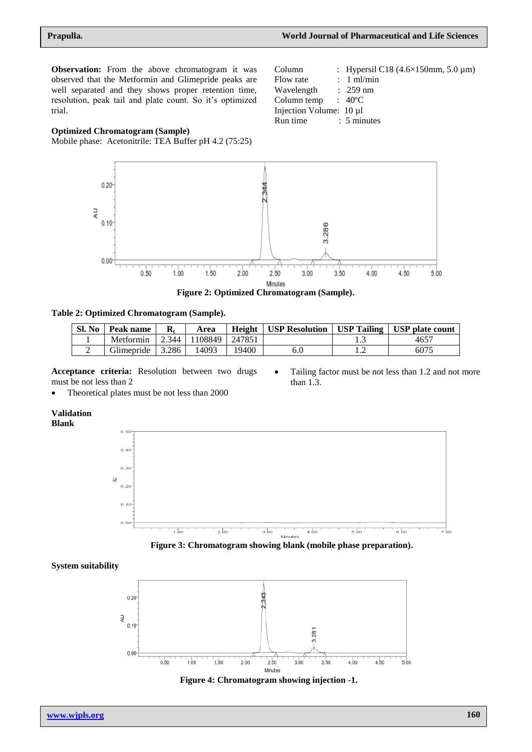**Observation:** From the above chromatogram it was observed that the Metformin and Glimepride peaks are well separated and they shows proper retention time, resolution, peak tail and plate count. So it's optimized trial.

### Optimized Chromatogram (Sample)

Mobile phase: Acetonitrile: TEA Buffer pH 4.2 (75:25)

Column : Hypersil C18 (4.6×150mm, 5.0 µm)
Flow rate : 1 ml/min
Wavelength : 259 nm
Column temp : 40ºC
Injection Volume: 10 µl
Run time : 5 minutes

**Figure 2: Optimized Chromatogram (Sample).**

**Table 2: Optimized Chromatogram (Sample).**

| Sl. No | Peak name | $R_t$ | Area | Height | USP Resolution | USP Tailing | USP plate count |
|---|---|---|---|---|---|---|---|
| 1 | Metformin | 2.344 | 1108849 | 247851 | | 1.3 | 4657 |
| 2 | Glimepride | 3.286 | 14093 | 19400 | 6.0 | 1.2 | 6075 |

**Acceptance criteria:** Resolution between two drugs must be not less than 2

- Theoretical plates must be not less than 2000
- Tailing factor must be not less than 1.2 and not more than 1.3.

### Validation

**Blank**

**Figure 3: Chromatogram showing blank (mobile phase preparation).**

**System suitability**

**Figure 4: Chromatogram showing injection -1.**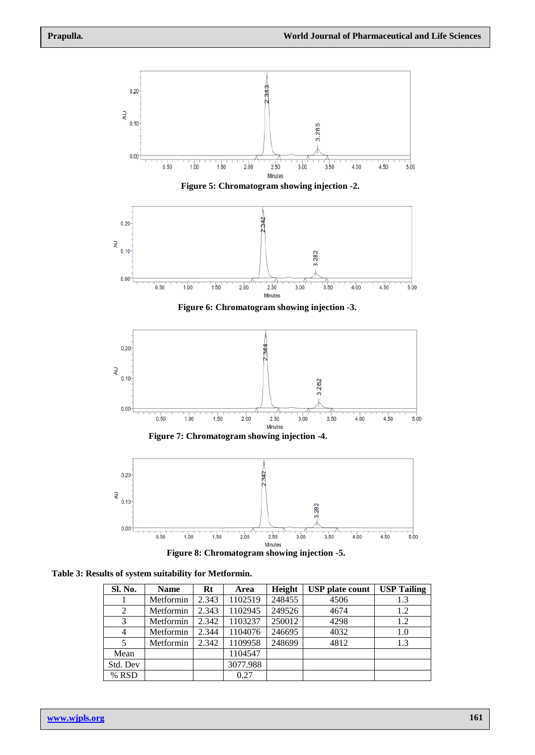**Figure 5: Chromatogram showing injection -2.**

**Figure 6: Chromatogram showing injection -3.**

**Figure 7: Chromatogram showing injection -4.**

**Figure 8: Chromatogram showing injection -5.**

**Table 3: Results of system suitability for Metformin.**

| Sl. No. | Name | Rt | Area | Height | USP plate count | USP Tailing |
|---|---|---|---|---|---|---|
| 1 | Metformin | 2.343 | 1102519 | 248455 | 4506 | 1.3 |
| 2 | Metformin | 2.343 | 1102945 | 249526 | 4674 | 1.2 |
| 3 | Metformin | 2.342 | 1103237 | 250012 | 4298 | 1.2 |
| 4 | Metformin | 2.344 | 1104076 | 246695 | 4032 | 1.0 |
| 5 | Metformin | 2.342 | 1109958 | 248699 | 4812 | 1.3 |
| Mean | | | 1104547 | | | |
| Std. Dev | | | 3077.988 | | | |
| % RSD | | | 0.27 | | | |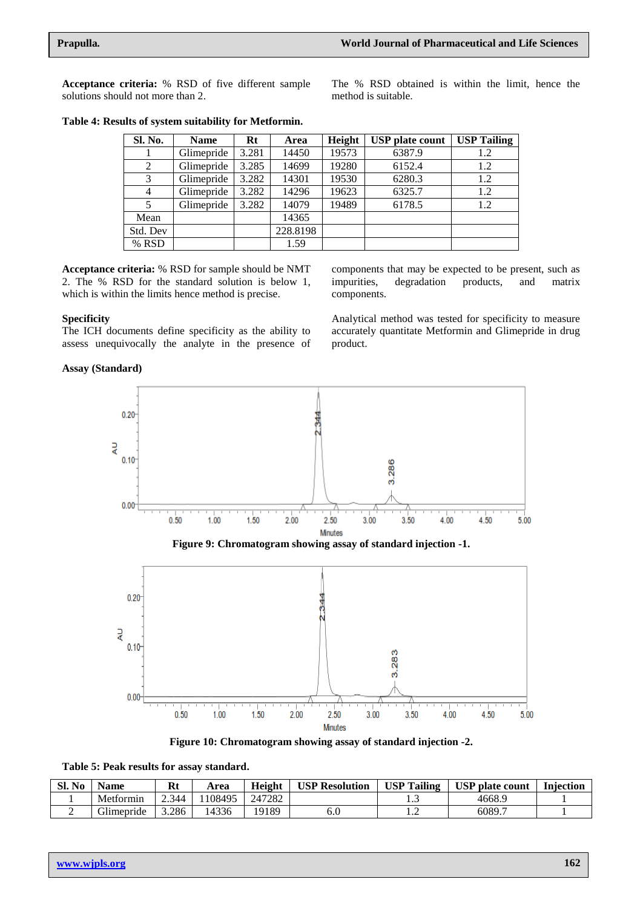**Acceptance criteria:** % RSD of five different sample solutions should not more than 2.

The % RSD obtained is within the limit, hence the method is suitable.

**Table 4: Results of system suitability for Metformin.**

| Sl. No. | Name | Rt | Area | Height | USP plate count | USP Tailing |
|---|---|---|---|---|---|---|
| 1 | Glimepride | 3.281 | 14450 | 19573 | 6387.9 | 1.2 |
| 2 | Glimepride | 3.285 | 14699 | 19280 | 6152.4 | 1.2 |
| 3 | Glimepride | 3.282 | 14301 | 19530 | 6280.3 | 1.2 |
| 4 | Glimepride | 3.282 | 14296 | 19623 | 6325.7 | 1.2 |
| 5 | Glimepride | 3.282 | 14079 | 19489 | 6178.5 | 1.2 |
| Mean | | | 14365 | | | |
| Std. Dev | | | 228.8198 | | | |
| % RSD | | | 1.59 | | | |

**Acceptance criteria:** % RSD for sample should be NMT 2. The % RSD for the standard solution is below 1, which is within the limits hence method is precise.

**Specificity**

The ICH documents define specificity as the ability to assess unequivocally the analyte in the presence of components that may be expected to be present, such as impurities, degradation products, and matrix components.

Analytical method was tested for specificity to measure accurately quantitate Metformin and Glimepride in drug product.

**Assay (Standard)**

**Figure 9: Chromatogram showing assay of standard injection -1.**

**Figure 10: Chromatogram showing assay of standard injection -2.**

**Table 5: Peak results for assay standard.**

| Sl. No | Name | Rt | Area | Height | USP Resolution | USP Tailing | USP plate count | Injection |
|---|---|---|---|---|---|---|---|---|
| 1 | Metformin | 2.344 | 1108495 | 247282 | | 1.3 | 4668.9 | 1 |
| 2 | Glimepride | 3.286 | 14336 | 19189 | 6.0 | 1.2 | 6089.7 | 1 |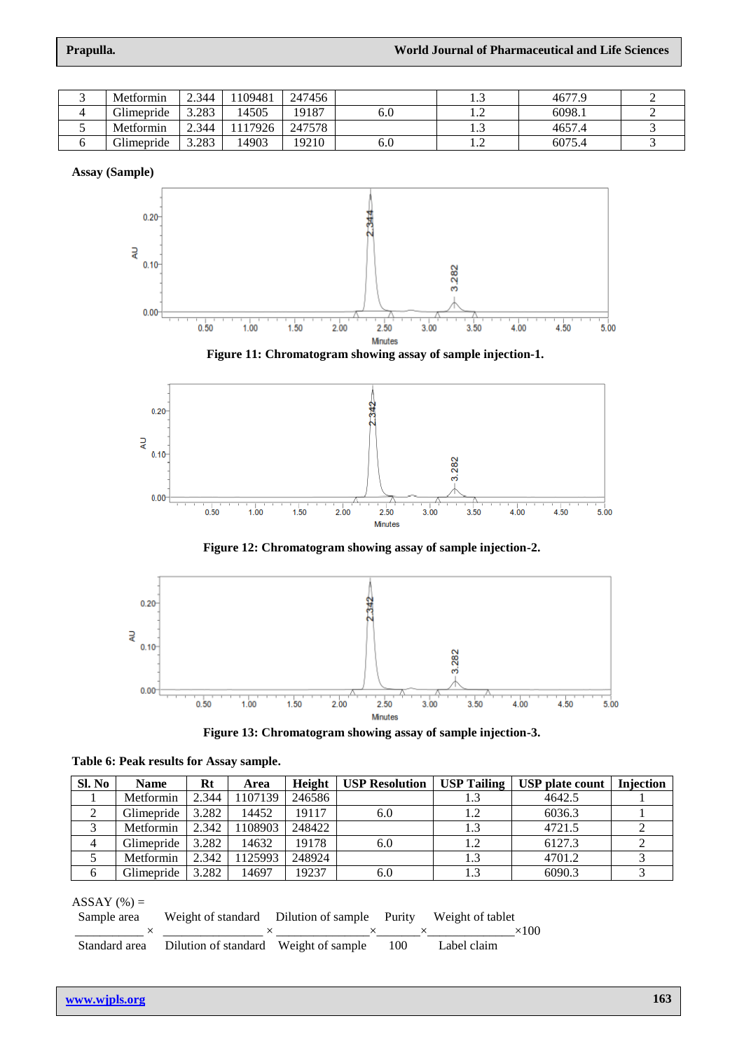| 3 | Metformin | 2.344 | 1109481 | 247456 | | 1.3 | 4677.9 | 2 |
|---|---|---|---|---|---|---|---|---|
| 4 | Glimepride | 3.283 | 14505 | 19187 | 6.0 | 1.2 | 6098.1 | 2 |
| 5 | Metformin | 2.344 | 1117926 | 247578 | | 1.3 | 4657.4 | 3 |
| 6 | Glimepride | 3.283 | 14903 | 19210 | 6.0 | 1.2 | 6075.4 | 3 |

**Assay (Sample)**

**Figure 11: Chromatogram showing assay of sample injection-1.**

**Figure 12: Chromatogram showing assay of sample injection-2.**

**Figure 13: Chromatogram showing assay of sample injection-3.**

**Table 6: Peak results for Assay sample.**

| Sl. No | Name | Rt | Area | Height | USP Resolution | USP Tailing | USP plate count | Injection |
|---|---|---|---|---|---|---|---|---|
| 1 | Metformin | 2.344 | 1107139 | 246586 | | 1.3 | 4642.5 | 1 |
| 2 | Glimepride | 3.282 | 14452 | 19117 | 6.0 | 1.2 | 6036.3 | 1 |
| 3 | Metformin | 2.342 | 1108903 | 248422 | | 1.3 | 4721.5 | 2 |
| 4 | Glimepride | 3.282 | 14632 | 19178 | 6.0 | 1.2 | 6127.3 | 2 |
| 5 | Metformin | 2.342 | 1125993 | 248924 | | 1.3 | 4701.2 | 3 |
| 6 | Glimepride | 3.282 | 14697 | 19237 | 6.0 | 1.3 | 6090.3 | 3 |

ASSAY (%) =

$$\frac{\text{Sample area}}{\text{Standard area}} \times \frac{\text{Weight of standard}}{\text{Dilution of standard}} \times \frac{\text{Dilution of sample}}{\text{Weight of sample}} \times \frac{\text{Purity}}{100} \times \frac{\text{Weight of tablet}}{\text{Label claim}} \times 100$$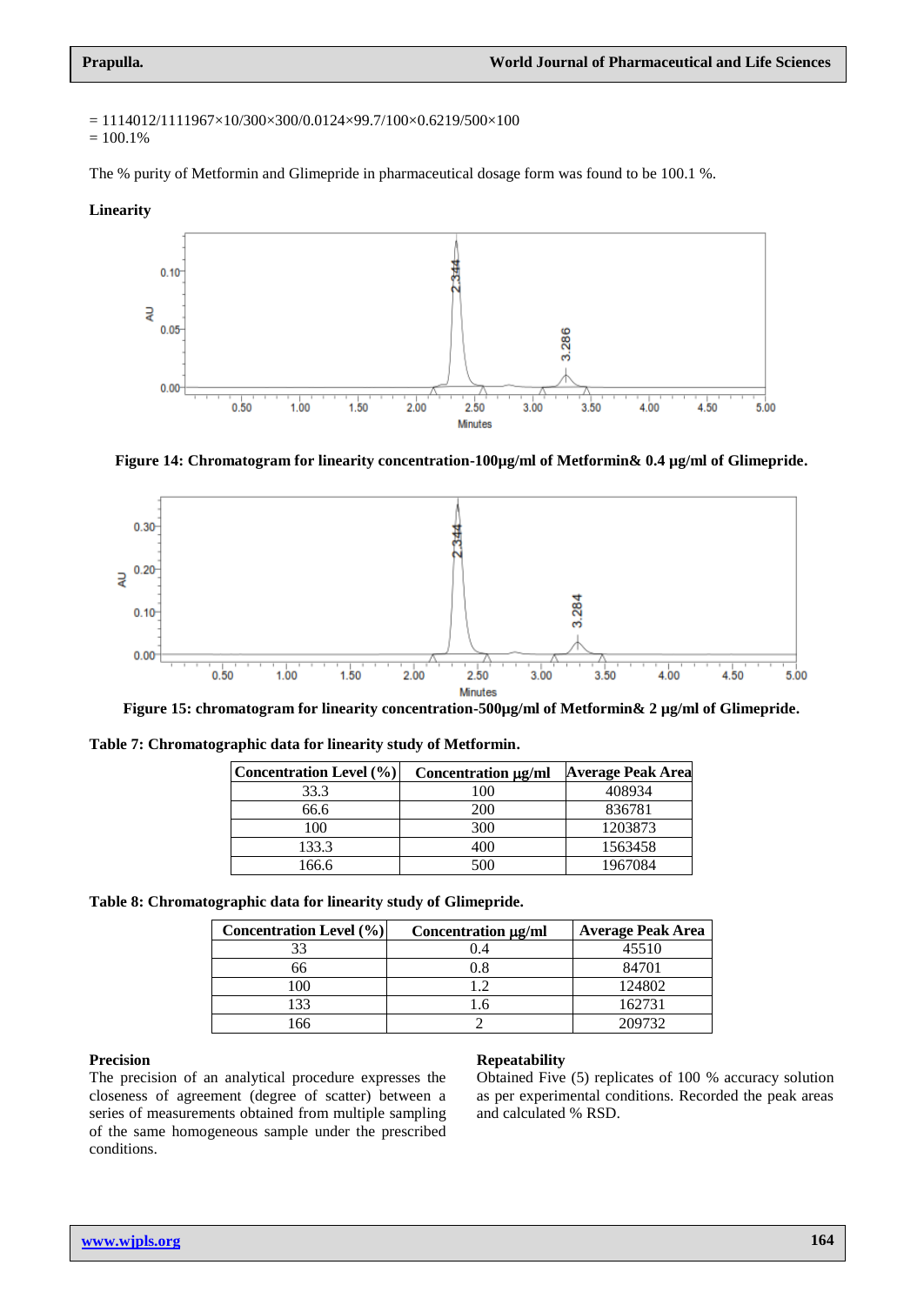= 1114012/1111967×10/300×300/0.0124×99.7/100×0.6219/500×100
= 100.1%

The % purity of Metformin and Glimepride in pharmaceutical dosage form was found to be 100.1 %.

**Linearity**

**Figure 14: Chromatogram for linearity concentration-100µg/ml of Metformin& 0.4 µg/ml of Glimepride.**

**Figure 15: chromatogram for linearity concentration-500µg/ml of Metformin& 2 µg/ml of Glimepride.**

**Table 7: Chromatographic data for linearity study of Metformin.**

| Concentration Level (%) | Concentration µg/ml | Average Peak Area |
|---|---|---|
| 33.3 | 100 | 408934 |
| 66.6 | 200 | 836781 |
| 100 | 300 | 1203873 |
| 133.3 | 400 | 1563458 |
| 166.6 | 500 | 1967084 |

**Table 8: Chromatographic data for linearity study of Glimepride.**

| Concentration Level (%) | Concentration µg/ml | Average Peak Area |
|---|---|---|
| 33 | 0.4 | 45510 |
| 66 | 0.8 | 84701 |
| 100 | 1.2 | 124802 |
| 133 | 1.6 | 162731 |
| 166 | 2 | 209732 |

**Precision**

The precision of an analytical procedure expresses the closeness of agreement (degree of scatter) between a series of measurements obtained from multiple sampling of the same homogeneous sample under the prescribed conditions.

**Repeatability**

Obtained Five (5) replicates of 100 % accuracy solution as per experimental conditions. Recorded the peak areas and calculated % RSD.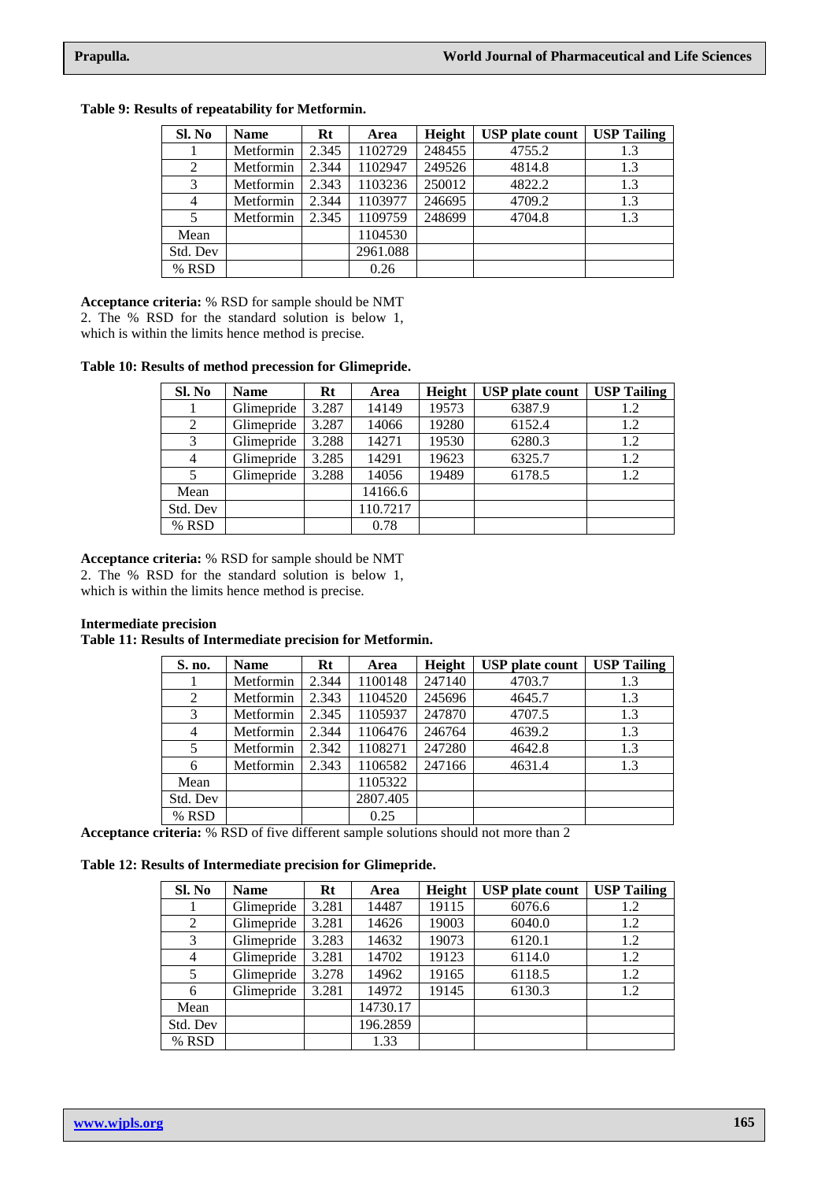**Table 9: Results of repeatability for Metformin.**

| Sl. No | Name | Rt | Area | Height | USP plate count | USP Tailing |
|---|---|---|---|---|---|---|
| 1 | Metformin | 2.345 | 1102729 | 248455 | 4755.2 | 1.3 |
| 2 | Metformin | 2.344 | 1102947 | 249526 | 4814.8 | 1.3 |
| 3 | Metformin | 2.343 | 1103236 | 250012 | 4822.2 | 1.3 |
| 4 | Metformin | 2.344 | 1103977 | 246695 | 4709.2 | 1.3 |
| 5 | Metformin | 2.345 | 1109759 | 248699 | 4704.8 | 1.3 |
| Mean | | | 1104530 | | | |
| Std. Dev | | | 2961.088 | | | |
| % RSD | | | 0.26 | | | |

**Acceptance criteria:** % RSD for sample should be NMT 2. The % RSD for the standard solution is below 1, which is within the limits hence method is precise.

**Table 10: Results of method precession for Glimepride.**

| Sl. No | Name | Rt | Area | Height | USP plate count | USP Tailing |
|---|---|---|---|---|---|---|
| 1 | Glimepride | 3.287 | 14149 | 19573 | 6387.9 | 1.2 |
| 2 | Glimepride | 3.287 | 14066 | 19280 | 6152.4 | 1.2 |
| 3 | Glimepride | 3.288 | 14271 | 19530 | 6280.3 | 1.2 |
| 4 | Glimepride | 3.285 | 14291 | 19623 | 6325.7 | 1.2 |
| 5 | Glimepride | 3.288 | 14056 | 19489 | 6178.5 | 1.2 |
| Mean | | | 14166.6 | | | |
| Std. Dev | | | 110.7217 | | | |
| % RSD | | | 0.78 | | | |

**Acceptance criteria:** % RSD for sample should be NMT 2. The % RSD for the standard solution is below 1, which is within the limits hence method is precise.

**Intermediate precision**

**Table 11: Results of Intermediate precision for Metformin.**

| S. no. | Name | Rt | Area | Height | USP plate count | USP Tailing |
|---|---|---|---|---|---|---|
| 1 | Metformin | 2.344 | 1100148 | 247140 | 4703.7 | 1.3 |
| 2 | Metformin | 2.343 | 1104520 | 245696 | 4645.7 | 1.3 |
| 3 | Metformin | 2.345 | 1105937 | 247870 | 4707.5 | 1.3 |
| 4 | Metformin | 2.344 | 1106476 | 246764 | 4639.2 | 1.3 |
| 5 | Metformin | 2.342 | 1108271 | 247280 | 4642.8 | 1.3 |
| 6 | Metformin | 2.343 | 1106582 | 247166 | 4631.4 | 1.3 |
| Mean | | | 1105322 | | | |
| Std. Dev | | | 2807.405 | | | |
| % RSD | | | 0.25 | | | |

**Acceptance criteria:** % RSD of five different sample solutions should not more than 2

**Table 12: Results of Intermediate precision for Glimepride.**

| Sl. No | Name | Rt | Area | Height | USP plate count | USP Tailing |
|---|---|---|---|---|---|---|
| 1 | Glimepride | 3.281 | 14487 | 19115 | 6076.6 | 1.2 |
| 2 | Glimepride | 3.281 | 14626 | 19003 | 6040.0 | 1.2 |
| 3 | Glimepride | 3.283 | 14632 | 19073 | 6120.1 | 1.2 |
| 4 | Glimepride | 3.281 | 14702 | 19123 | 6114.0 | 1.2 |
| 5 | Glimepride | 3.278 | 14962 | 19165 | 6118.5 | 1.2 |
| 6 | Glimepride | 3.281 | 14972 | 19145 | 6130.3 | 1.2 |
| Mean | | | 14730.17 | | | |
| Std. Dev | | | 196.2859 | | | |
| % RSD | | | 1.33 | | | |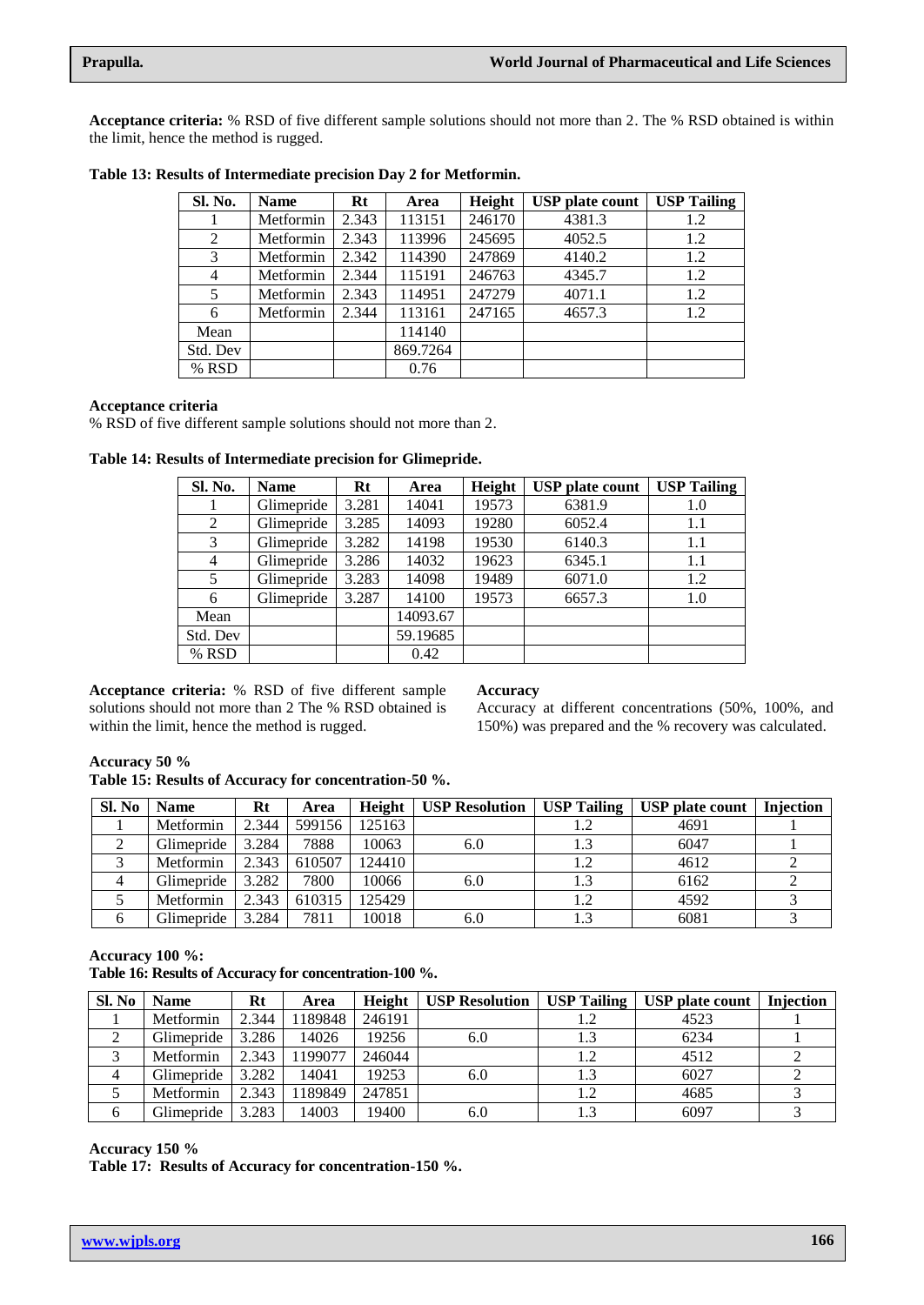**Acceptance criteria:** % RSD of five different sample solutions should not more than 2. The % RSD obtained is within the limit, hence the method is rugged.

**Table 13: Results of Intermediate precision Day 2 for Metformin.**

| Sl. No. | Name | Rt | Area | Height | USP plate count | USP Tailing |
|---|---|---|---|---|---|---|
| 1 | Metformin | 2.343 | 113151 | 246170 | 4381.3 | 1.2 |
| 2 | Metformin | 2.343 | 113996 | 245695 | 4052.5 | 1.2 |
| 3 | Metformin | 2.342 | 114390 | 247869 | 4140.2 | 1.2 |
| 4 | Metformin | 2.344 | 115191 | 246763 | 4345.7 | 1.2 |
| 5 | Metformin | 2.343 | 114951 | 247279 | 4071.1 | 1.2 |
| 6 | Metformin | 2.344 | 113161 | 247165 | 4657.3 | 1.2 |
| Mean | | | 114140 | | | |
| Std. Dev | | | 869.7264 | | | |
| % RSD | | | 0.76 | | | |

**Acceptance criteria**

% RSD of five different sample solutions should not more than 2.

**Table 14: Results of Intermediate precision for Glimepride.**

| Sl. No. | Name | Rt | Area | Height | USP plate count | USP Tailing |
|---|---|---|---|---|---|---|
| 1 | Glimepride | 3.281 | 14041 | 19573 | 6381.9 | 1.0 |
| 2 | Glimepride | 3.285 | 14093 | 19280 | 6052.4 | 1.1 |
| 3 | Glimepride | 3.282 | 14198 | 19530 | 6140.3 | 1.1 |
| 4 | Glimepride | 3.286 | 14032 | 19623 | 6345.1 | 1.1 |
| 5 | Glimepride | 3.283 | 14098 | 19489 | 6071.0 | 1.2 |
| 6 | Glimepride | 3.287 | 14100 | 19573 | 6657.3 | 1.0 |
| Mean | | | 14093.67 | | | |
| Std. Dev | | | 59.19685 | | | |
| % RSD | | | 0.42 | | | |

**Acceptance criteria:** % RSD of five different sample solutions should not more than 2 The % RSD obtained is within the limit, hence the method is rugged.

**Accuracy**

Accuracy at different concentrations (50%, 100%, and 150%) was prepared and the % recovery was calculated.

**Accuracy 50 %**

**Table 15: Results of Accuracy for concentration-50 %.**

| Sl. No | Name | Rt | Area | Height | USP Resolution | USP Tailing | USP plate count | Injection |
|---|---|---|---|---|---|---|---|---|
| 1 | Metformin | 2.344 | 599156 | 125163 | | 1.2 | 4691 | 1 |
| 2 | Glimepride | 3.284 | 7888 | 10063 | 6.0 | 1.3 | 6047 | 1 |
| 3 | Metformin | 2.343 | 610507 | 124410 | | 1.2 | 4612 | 2 |
| 4 | Glimepride | 3.282 | 7800 | 10066 | 6.0 | 1.3 | 6162 | 2 |
| 5 | Metformin | 2.343 | 610315 | 125429 | | 1.2 | 4592 | 3 |
| 6 | Glimepride | 3.284 | 7811 | 10018 | 6.0 | 1.3 | 6081 | 3 |

**Accuracy 100 %:**

**Table 16: Results of Accuracy for concentration-100 %.**

| Sl. No | Name | Rt | Area | Height | USP Resolution | USP Tailing | USP plate count | Injection |
|---|---|---|---|---|---|---|---|---|
| 1 | Metformin | 2.344 | 1189848 | 246191 | | 1.2 | 4523 | 1 |
| 2 | Glimepride | 3.286 | 14026 | 19256 | 6.0 | 1.3 | 6234 | 1 |
| 3 | Metformin | 2.343 | 1199077 | 246044 | | 1.2 | 4512 | 2 |
| 4 | Glimepride | 3.282 | 14041 | 19253 | 6.0 | 1.3 | 6027 | 2 |
| 5 | Metformin | 2.343 | 1189849 | 247851 | | 1.2 | 4685 | 3 |
| 6 | Glimepride | 3.283 | 14003 | 19400 | 6.0 | 1.3 | 6097 | 3 |

**Accuracy 150 %**

**Table 17: Results of Accuracy for concentration-150 %.**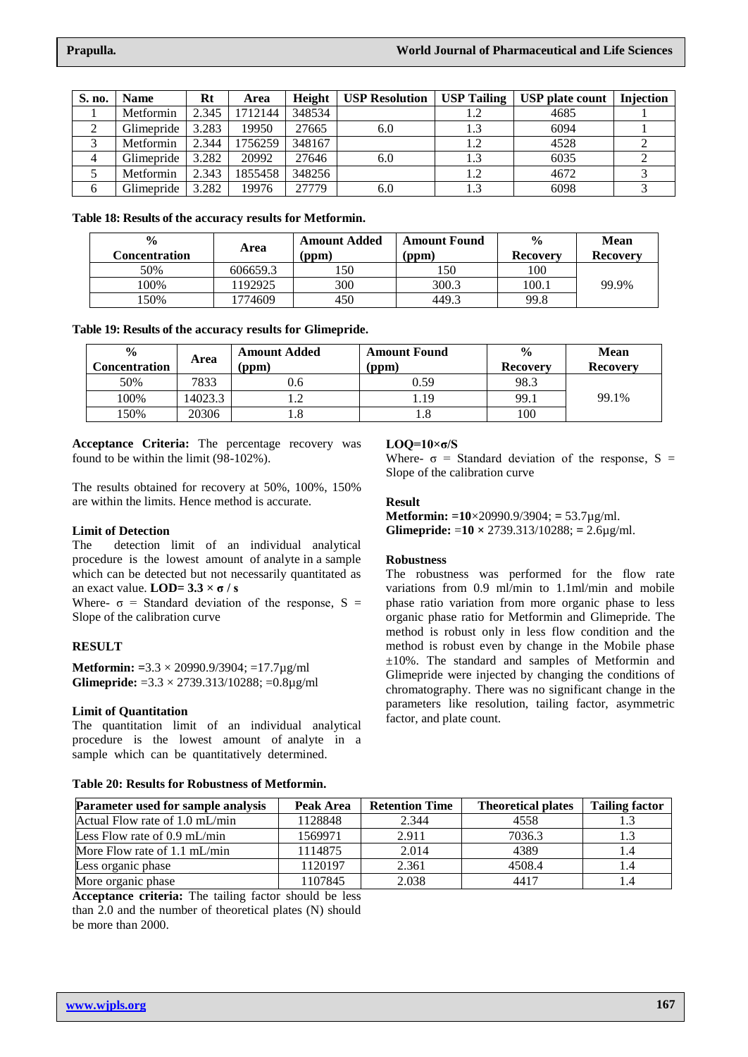| S. no. | Name | Rt | Area | Height | USP Resolution | USP Tailing | USP plate count | Injection |
|---|---|---|---|---|---|---|---|---|
| 1 | Metformin | 2.345 | 1712144 | 348534 | | 1.2 | 4685 | 1 |
| 2 | Glimepride | 3.283 | 19950 | 27665 | 6.0 | 1.3 | 6094 | 1 |
| 3 | Metformin | 2.344 | 1756259 | 348167 | | 1.2 | 4528 | 2 |
| 4 | Glimepride | 3.282 | 20992 | 27646 | 6.0 | 1.3 | 6035 | 2 |
| 5 | Metformin | 2.343 | 1855458 | 348256 | | 1.2 | 4672 | 3 |
| 6 | Glimepride | 3.282 | 19976 | 27779 | 6.0 | 1.3 | 6098 | 3 |

**Table 18: Results of the accuracy results for Metformin.**

| % Concentration | Area | Amount Added (ppm) | Amount Found (ppm) | % Recovery | Mean Recovery |
|---|---|---|---|---|---|
| 50% | 606659.3 | 150 | 150 | 100 | 99.9% |
| 100% | 1192925 | 300 | 300.3 | 100.1 | |
| 150% | 1774609 | 450 | 449.3 | 99.8 | |

**Table 19: Results of the accuracy results for Glimepride.**

| % Concentration | Area | Amount Added (ppm) | Amount Found (ppm) | % Recovery | Mean Recovery |
|---|---|---|---|---|---|
| 50% | 7833 | 0.6 | 0.59 | 98.3 | 99.1% |
| 100% | 14023.3 | 1.2 | 1.19 | 99.1 | |
| 150% | 20306 | 1.8 | 1.8 | 100 | |

**Acceptance Criteria:** The percentage recovery was found to be within the limit (98-102%).

The results obtained for recovery at 50%, 100%, 150% are within the limits. Hence method is accurate.

### Limit of Detection

The detection limit of an individual analytical procedure is the lowest amount of analyte in a sample which can be detected but not necessarily quantitated as an exact value. **LOD= $3.3 \times \sigma / s$**

Where- $\sigma$ = Standard deviation of the response, S = Slope of the calibration curve

### RESULT

**Metformin:** $=3.3 \times 20990.9/3904$; =17.7µg/ml

**Glimepride:** $=3.3 \times 2739.313/10288$; =0.8µg/ml

### Limit of Quantitation

The quantitation limit of an individual analytical procedure is the lowest amount of analyte in a sample which can be quantitatively determined.

**LOQ=$10\times\sigma/S$**

Where- $\sigma$ = Standard deviation of the response, S = Slope of the calibration curve

### Result

**Metformin:** $=10\times20990.9/3904$; = 53.7µg/ml.

**Glimepride:** $=10 \times 2739.313/10288$; = 2.6µg/ml.

### Robustness

The robustness was performed for the flow rate variations from 0.9 ml/min to 1.1ml/min and mobile phase ratio variation from more organic phase to less organic phase ratio for Metformin and Glimepride. The method is robust only in less flow condition and the method is robust even by change in the Mobile phase ±10%. The standard and samples of Metformin and Glimepride were injected by changing the conditions of chromatography. There was no significant change in the parameters like resolution, tailing factor, asymmetric factor, and plate count.

**Table 20: Results for Robustness of Metformin.**

| Parameter used for sample analysis | Peak Area | Retention Time | Theoretical plates | Tailing factor |
|---|---|---|---|---|
| Actual Flow rate of 1.0 mL/min | 1128848 | 2.344 | 4558 | 1.3 |
| Less Flow rate of 0.9 mL/min | 1569971 | 2.911 | 7036.3 | 1.3 |
| More Flow rate of 1.1 mL/min | 1114875 | 2.014 | 4389 | 1.4 |
| Less organic phase | 1120197 | 2.361 | 4508.4 | 1.4 |
| More organic phase | 1107845 | 2.038 | 4417 | 1.4 |

**Acceptance criteria:** The tailing factor should be less than 2.0 and the number of theoretical plates (N) should be more than 2000.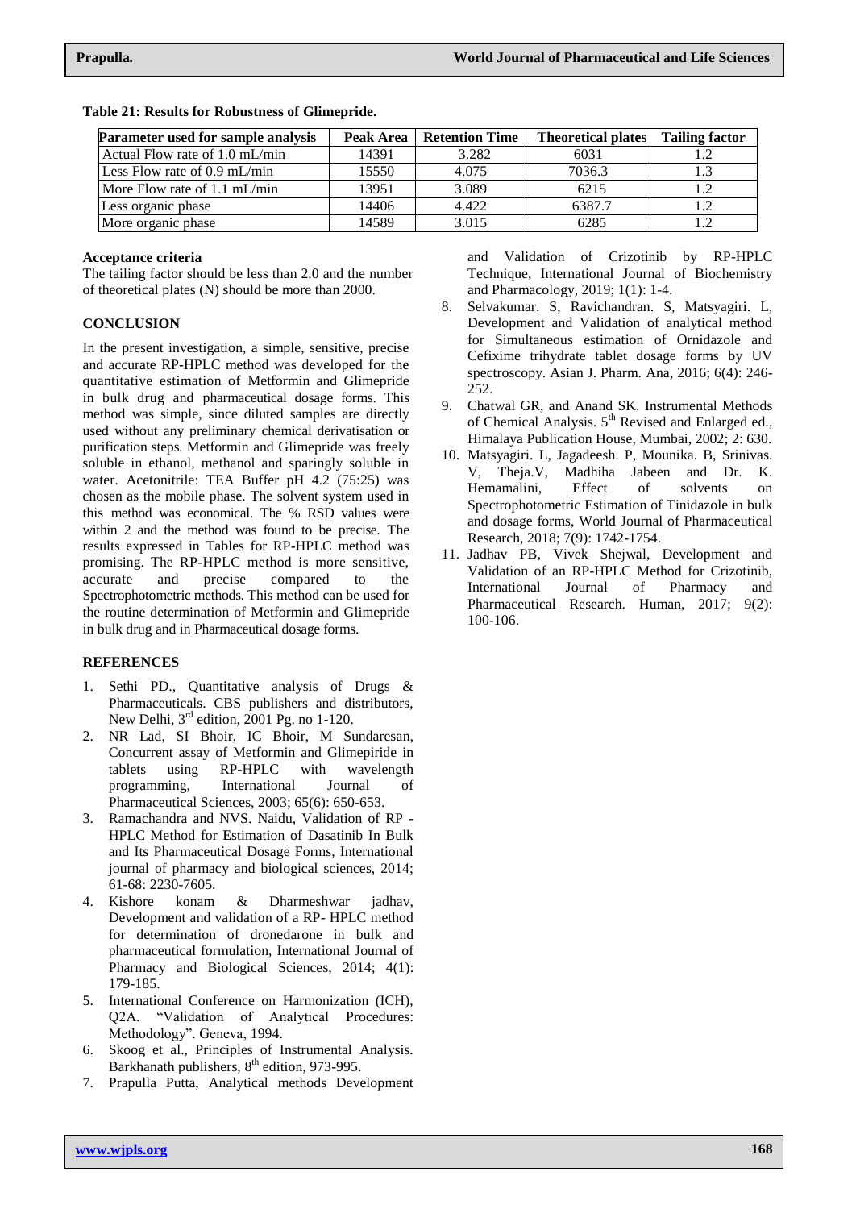**Table 21: Results for Robustness of Glimepride.**

| Parameter used for sample analysis | Peak Area | Retention Time | Theoretical plates | Tailing factor |
| --- | --- | --- | --- | --- |
| Actual Flow rate of 1.0 mL/min | 14391 | 3.282 | 6031 | 1.2 |
| Less Flow rate of 0.9 mL/min | 15550 | 4.075 | 7036.3 | 1.3 |
| More Flow rate of 1.1 mL/min | 13951 | 3.089 | 6215 | 1.2 |
| Less organic phase | 14406 | 4.422 | 6387.7 | 1.2 |
| More organic phase | 14589 | 3.015 | 6285 | 1.2 |

**Acceptance criteria**

The tailing factor should be less than 2.0 and the number of theoretical plates (N) should be more than 2000.

## CONCLUSION

In the present investigation, a simple, sensitive, precise and accurate RP-HPLC method was developed for the quantitative estimation of Metformin and Glimepride in bulk drug and pharmaceutical dosage forms. This method was simple, since diluted samples are directly used without any preliminary chemical derivatisation or purification steps. Metformin and Glimepride was freely soluble in ethanol, methanol and sparingly soluble in water. Acetonitrile: TEA Buffer pH 4.2 (75:25) was chosen as the mobile phase. The solvent system used in this method was economical. The % RSD values were within 2 and the method was found to be precise. The results expressed in Tables for RP-HPLC method was promising. The RP-HPLC method is more sensitive, accurate and precise compared to the Spectrophotometric methods. This method can be used for the routine determination of Metformin and Glimepride in bulk drug and in Pharmaceutical dosage forms.

## REFERENCES

1. Sethi PD., Quantitative analysis of Drugs & Pharmaceuticals. CBS publishers and distributors, New Delhi, 3rd edition, 2001 Pg. no 1-120.
2. NR Lad, SI Bhoir, IC Bhoir, M Sundaresan, Concurrent assay of Metformin and Glimepiride in tablets using RP-HPLC with wavelength programming, International Journal of Pharmaceutical Sciences, 2003; 65(6): 650-653.
3. Ramachandra and NVS. Naidu, Validation of RP - HPLC Method for Estimation of Dasatinib In Bulk and Its Pharmaceutical Dosage Forms, International journal of pharmacy and biological sciences, 2014; 61-68: 2230-7605.
4. Kishore konam & Dharmeshwar jadhav, Development and validation of a RP- HPLC method for determination of dronedarone in bulk and pharmaceutical formulation, International Journal of Pharmacy and Biological Sciences, 2014; 4(1): 179-185.
5. International Conference on Harmonization (ICH), Q2A. "Validation of Analytical Procedures: Methodology". Geneva, 1994.
6. Skoog et al., Principles of Instrumental Analysis. Barkhanath publishers, 8th edition, 973-995.
7. Prapulla Putta, Analytical methods Development and Validation of Crizotinib by RP-HPLC Technique, International Journal of Biochemistry and Pharmacology, 2019; 1(1): 1-4.
8. Selvakumar. S, Ravichandran. S, Matsyagiri. L, Development and Validation of analytical method for Simultaneous estimation of Ornidazole and Cefixime trihydrate tablet dosage forms by UV spectroscopy. Asian J. Pharm. Ana, 2016; 6(4): 246-252.
9. Chatwal GR, and Anand SK. Instrumental Methods of Chemical Analysis. 5th Revised and Enlarged ed., Himalaya Publication House, Mumbai, 2002; 2: 630.
10. Matsyagiri. L, Jagadeesh. P, Mounika. B, Srinivas. V, Theja.V, Madhiha Jabeen and Dr. K. Hemamalini, Effect of solvents on Spectrophotometric Estimation of Tinidazole in bulk and dosage forms, World Journal of Pharmaceutical Research, 2018; 7(9): 1742-1754.
11. Jadhav PB, Vivek Shejwal, Development and Validation of an RP-HPLC Method for Crizotinib, International Journal of Pharmacy and Pharmaceutical Research. Human, 2017; 9(2): 100-106.